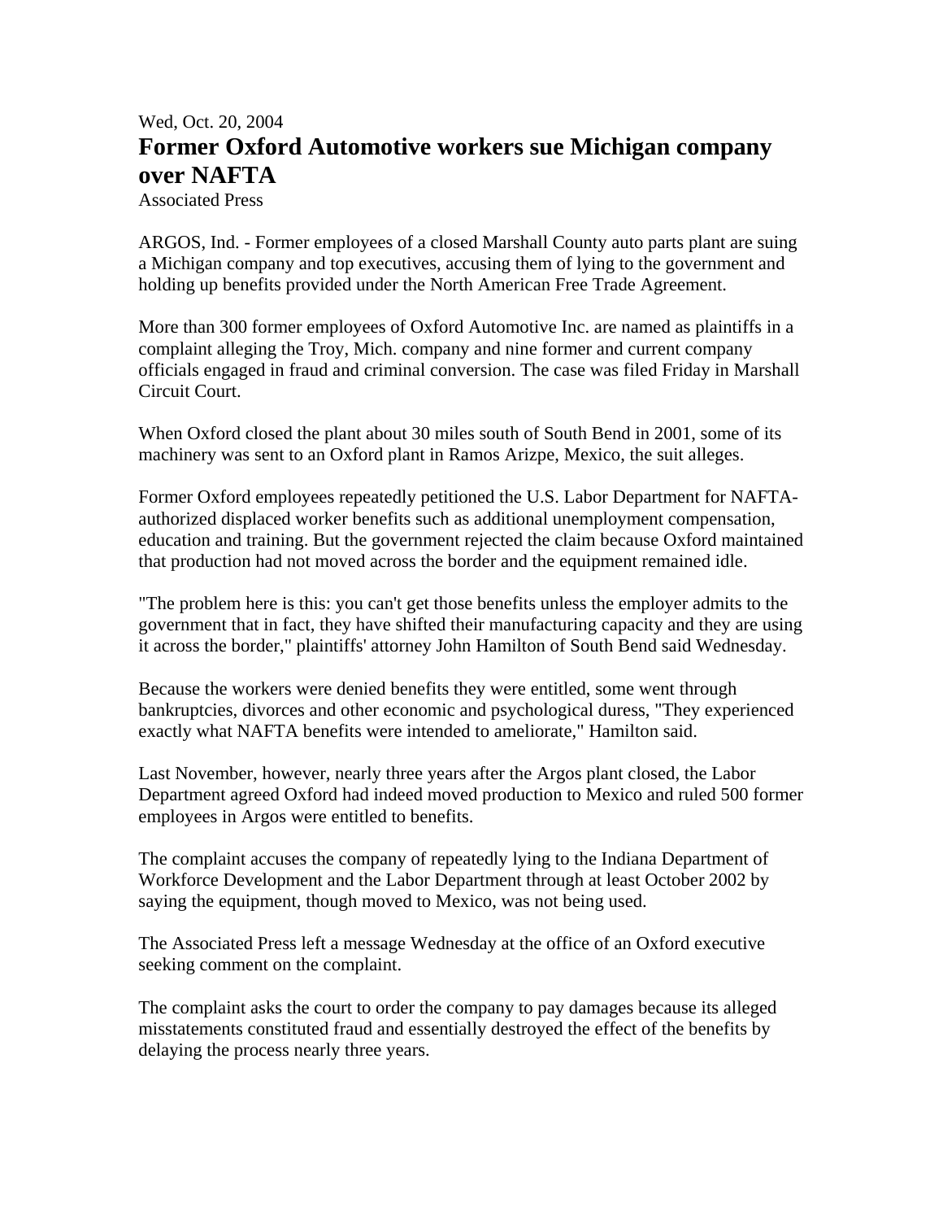Wed, Oct. 20, 2004

# Former Oxford Automotive workers sue Michigan company over NAFTA

Associated Press

ARGOS, Ind. - Former employees of a closed Marshall County auto parts plant are suing a Michigan company and top executives, accusing them of lying to the government and holding up benefits provided under the North American Free Trade Agreement.

More than 300 former employees of Oxford Automotive Inc. are named as plaintiffs in a complaint alleging the Troy, Mich. company and nine former and current company officials engaged in fraud and criminal conversion. The case was filed Friday in Marshall Circuit Court.

When Oxford closed the plant about 30 miles south of South Bend in 2001, some of its machinery was sent to an Oxford plant in Ramos Arizpe, Mexico, the suit alleges.

Former Oxford employees repeatedly petitioned the U.S. Labor Department for NAFTA-authorized displaced worker benefits such as additional unemployment compensation, education and training. But the government rejected the claim because Oxford maintained that production had not moved across the border and the equipment remained idle.

"The problem here is this: you can't get those benefits unless the employer admits to the government that in fact, they have shifted their manufacturing capacity and they are using it across the border," plaintiffs' attorney John Hamilton of South Bend said Wednesday.

Because the workers were denied benefits they were entitled, some went through bankruptcies, divorces and other economic and psychological duress, "They experienced exactly what NAFTA benefits were intended to ameliorate," Hamilton said.

Last November, however, nearly three years after the Argos plant closed, the Labor Department agreed Oxford had indeed moved production to Mexico and ruled 500 former employees in Argos were entitled to benefits.

The complaint accuses the company of repeatedly lying to the Indiana Department of Workforce Development and the Labor Department through at least October 2002 by saying the equipment, though moved to Mexico, was not being used.

The Associated Press left a message Wednesday at the office of an Oxford executive seeking comment on the complaint.

The complaint asks the court to order the company to pay damages because its alleged misstatements constituted fraud and essentially destroyed the effect of the benefits by delaying the process nearly three years.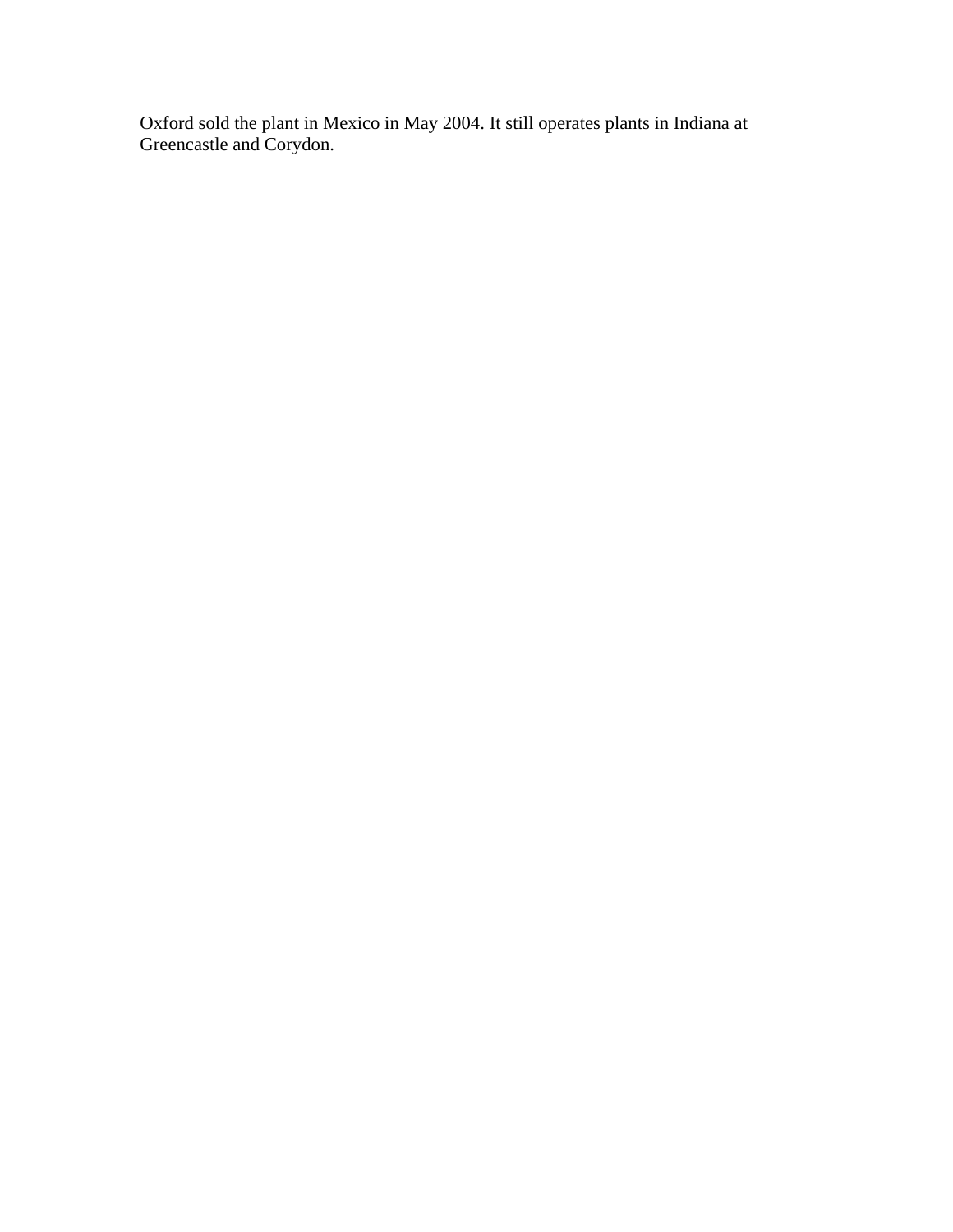Oxford sold the plant in Mexico in May 2004. It still operates plants in Indiana at Greencastle and Corydon.